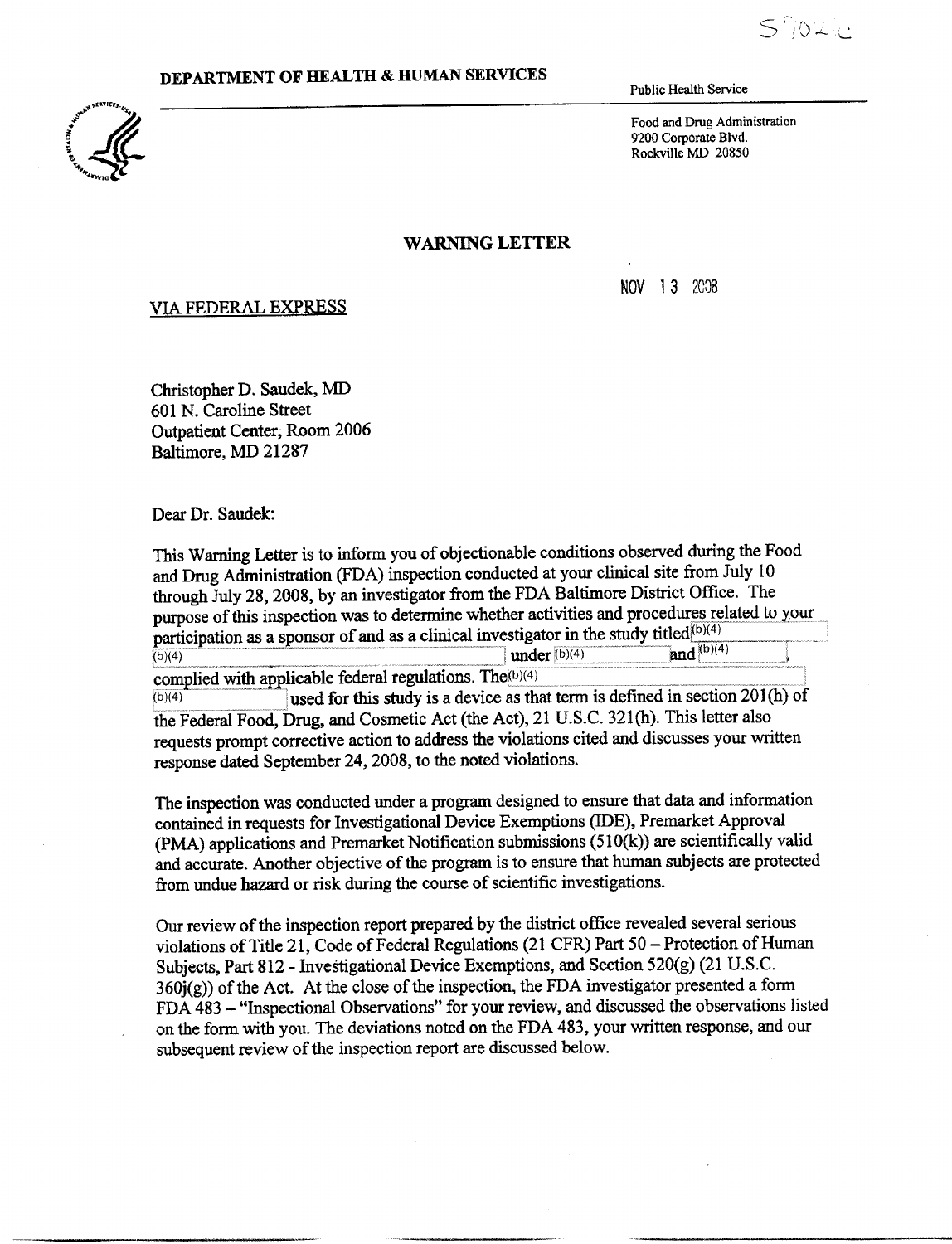S702C

**DEPARTMENT OF HEALTH & HUMAN SERVICES**

Public Health Service

Food and Drug Administration
9200 Corporate Blvd.
Rockville MD 20850

## WARNING LETTER

NOV 13 2008

VIA FEDERAL EXPRESS

Christopher D. Saudek, MD
601 N. Caroline Street
Outpatient Center, Room 2006
Baltimore, MD 21287

Dear Dr. Saudek:

This Warning Letter is to inform you of objectionable conditions observed during the Food and Drug Administration (FDA) inspection conducted at your clinical site from July 10 through July 28, 2008, by an investigator from the FDA Baltimore District Office. The purpose of this inspection was to determine whether activities and procedures related to your participation as a sponsor of and as a clinical investigator in the study titled (b)(4) (b)(4) under (b)(4) and (b)(4), complied with applicable federal regulations. The (b)(4) (b)(4) used for this study is a device as that term is defined in section 201(h) of the Federal Food, Drug, and Cosmetic Act (the Act), 21 U.S.C. 321(h). This letter also requests prompt corrective action to address the violations cited and discusses your written response dated September 24, 2008, to the noted violations.

The inspection was conducted under a program designed to ensure that data and information contained in requests for Investigational Device Exemptions (IDE), Premarket Approval (PMA) applications and Premarket Notification submissions (510(k)) are scientifically valid and accurate. Another objective of the program is to ensure that human subjects are protected from undue hazard or risk during the course of scientific investigations.

Our review of the inspection report prepared by the district office revealed several serious violations of Title 21, Code of Federal Regulations (21 CFR) Part 50 – Protection of Human Subjects, Part 812 - Investigational Device Exemptions, and Section 520(g) (21 U.S.C. 360j(g)) of the Act. At the close of the inspection, the FDA investigator presented a form FDA 483 – "Inspectional Observations" for your review, and discussed the observations listed on the form with you. The deviations noted on the FDA 483, your written response, and our subsequent review of the inspection report are discussed below.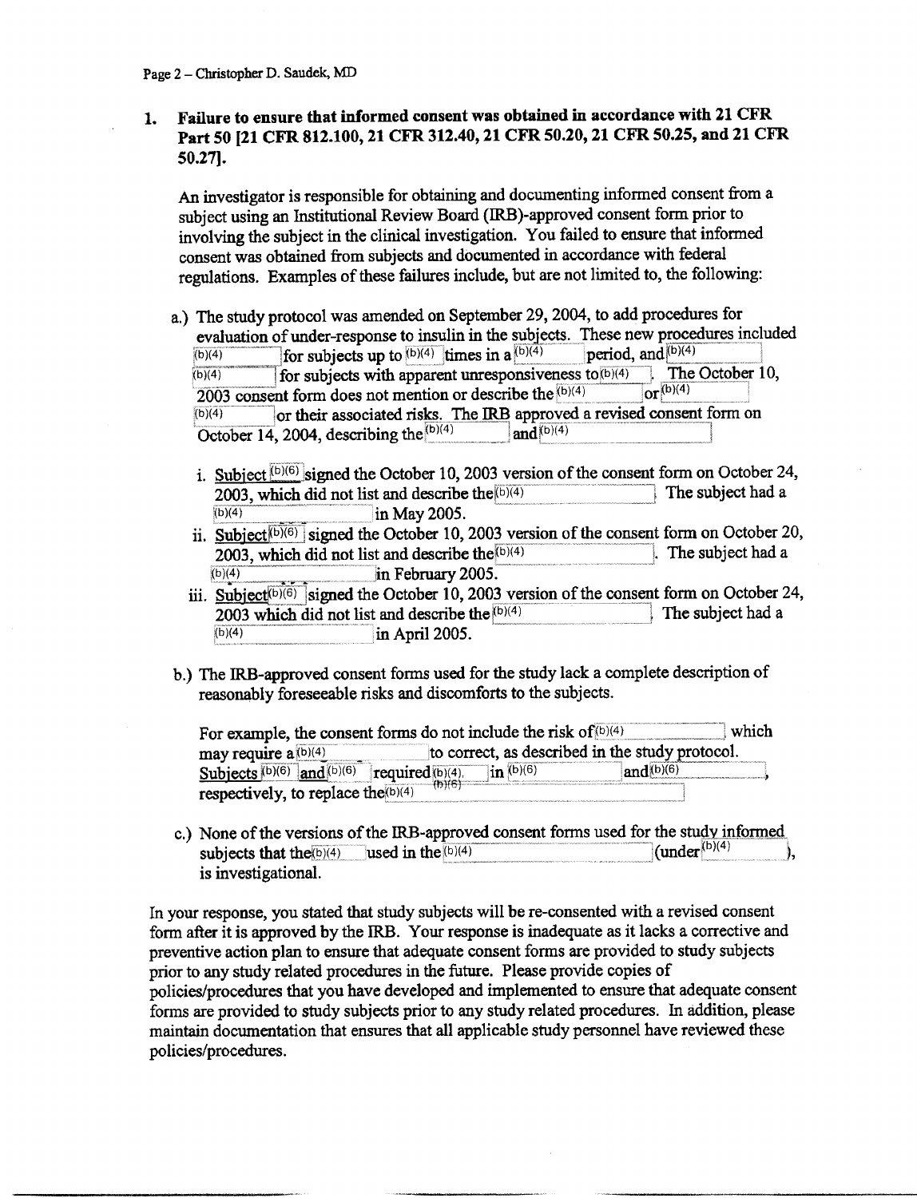1. **Failure to ensure that informed consent was obtained in accordance with 21 CFR Part 50 [21 CFR 812.100, 21 CFR 312.40, 21 CFR 50.20, 21 CFR 50.25, and 21 CFR 50.27].**

   An investigator is responsible for obtaining and documenting informed consent from a subject using an Institutional Review Board (IRB)-approved consent form prior to involving the subject in the clinical investigation. You failed to ensure that informed consent was obtained from subjects and documented in accordance with federal regulations. Examples of these failures include, but are not limited to, the following:

   a.) The study protocol was amended on September 29, 2004, to add procedures for evaluation of under-response to insulin in the subjects. These new procedures included (b)(4) for subjects up to (b)(4) times in a (b)(4) period, and (b)(4) (b)(4) for subjects with apparent unresponsiveness to (b)(4). The October 10, 2003 consent form does not mention or describe the (b)(4) or (b)(4) (b)(4) or their associated risks. The IRB approved a revised consent form on October 14, 2004, describing the (b)(4) and (b)(4)

   i. Subject (b)(6) signed the October 10, 2003 version of the consent form on October 24, 2003, which did not list and describe the (b)(4). The subject had a (b)(4) in May 2005.

   ii. Subject (b)(6) signed the October 10, 2003 version of the consent form on October 20, 2003, which did not list and describe the (b)(4). The subject had a (b)(4) in February 2005.

   iii. Subject (b)(6) signed the October 10, 2003 version of the consent form on October 24, 2003 which did not list and describe the (b)(4). The subject had a (b)(4) in April 2005.

   b.) The IRB-approved consent forms used for the study lack a complete description of reasonably foreseeable risks and discomforts to the subjects.

   For example, the consent forms do not include the risk of (b)(4) which may require a (b)(4) to correct, as described in the study protocol. Subjects (b)(6) and (b)(6) required (b)(4), (b)(6) in (b)(6) and (b)(6), respectively, to replace the (b)(4)

   c.) None of the versions of the IRB-approved consent forms used for the study informed subjects that the (b)(4) used in the (b)(4) (under (b)(4)), is investigational.

In your response, you stated that study subjects will be re-consented with a revised consent form after it is approved by the IRB. Your response is inadequate as it lacks a corrective and preventive action plan to ensure that adequate consent forms are provided to study subjects prior to any study related procedures in the future. Please provide copies of policies/procedures that you have developed and implemented to ensure that adequate consent forms are provided to study subjects prior to any study related procedures. In addition, please maintain documentation that ensures that all applicable study personnel have reviewed these policies/procedures.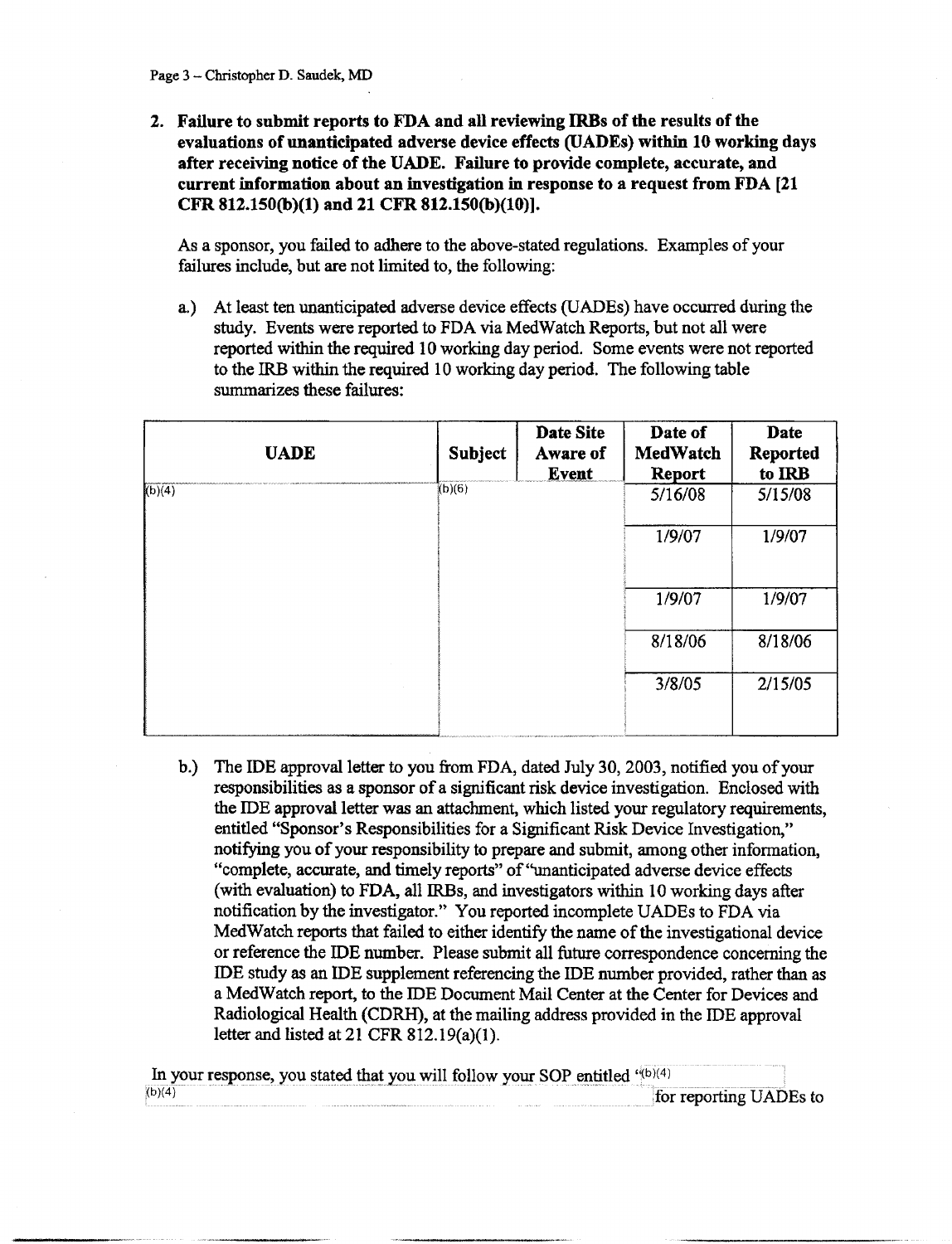2. **Failure to submit reports to FDA and all reviewing IRBs of the results of the evaluations of unanticipated adverse device effects (UADEs) within 10 working days after receiving notice of the UADE. Failure to provide complete, accurate, and current information about an investigation in response to a request from FDA [21 CFR 812.150(b)(1) and 21 CFR 812.150(b)(10)].**

   As a sponsor, you failed to adhere to the above-stated regulations. Examples of your failures include, but are not limited to, the following:

   a.) At least ten unanticipated adverse device effects (UADEs) have occurred during the study. Events were reported to FDA via MedWatch Reports, but not all were reported within the required 10 working day period. Some events were not reported to the IRB within the required 10 working day period. The following table summarizes these failures:

| UADE | Subject | Date Site Aware of Event | Date of MedWatch Report | Date Reported to IRB |
|---|---|---|---|---|
| (b)(4) | (b)(6) | | 5/16/08 | 5/15/08 |
| | | | 1/9/07 | 1/9/07 |
| | | | 1/9/07 | 1/9/07 |
| | | | 8/18/06 | 8/18/06 |
| | | | 3/8/05 | 2/15/05 |

   b.) The IDE approval letter to you from FDA, dated July 30, 2003, notified you of your responsibilities as a sponsor of a significant risk device investigation. Enclosed with the IDE approval letter was an attachment, which listed your regulatory requirements, entitled "Sponsor's Responsibilities for a Significant Risk Device Investigation," notifying you of your responsibility to prepare and submit, among other information, "complete, accurate, and timely reports" of "unanticipated adverse device effects (with evaluation) to FDA, all IRBs, and investigators within 10 working days after notification by the investigator." You reported incomplete UADEs to FDA via MedWatch reports that failed to either identify the name of the investigational device or reference the IDE number. Please submit all future correspondence concerning the IDE study as an IDE supplement referencing the IDE number provided, rather than as a MedWatch report, to the IDE Document Mail Center at the Center for Devices and Radiological Health (CDRH), at the mailing address provided in the IDE approval letter and listed at 21 CFR 812.19(a)(1).

In your response, you stated that you will follow your SOP entitled "(b)(4) (b)(4) for reporting UADEs to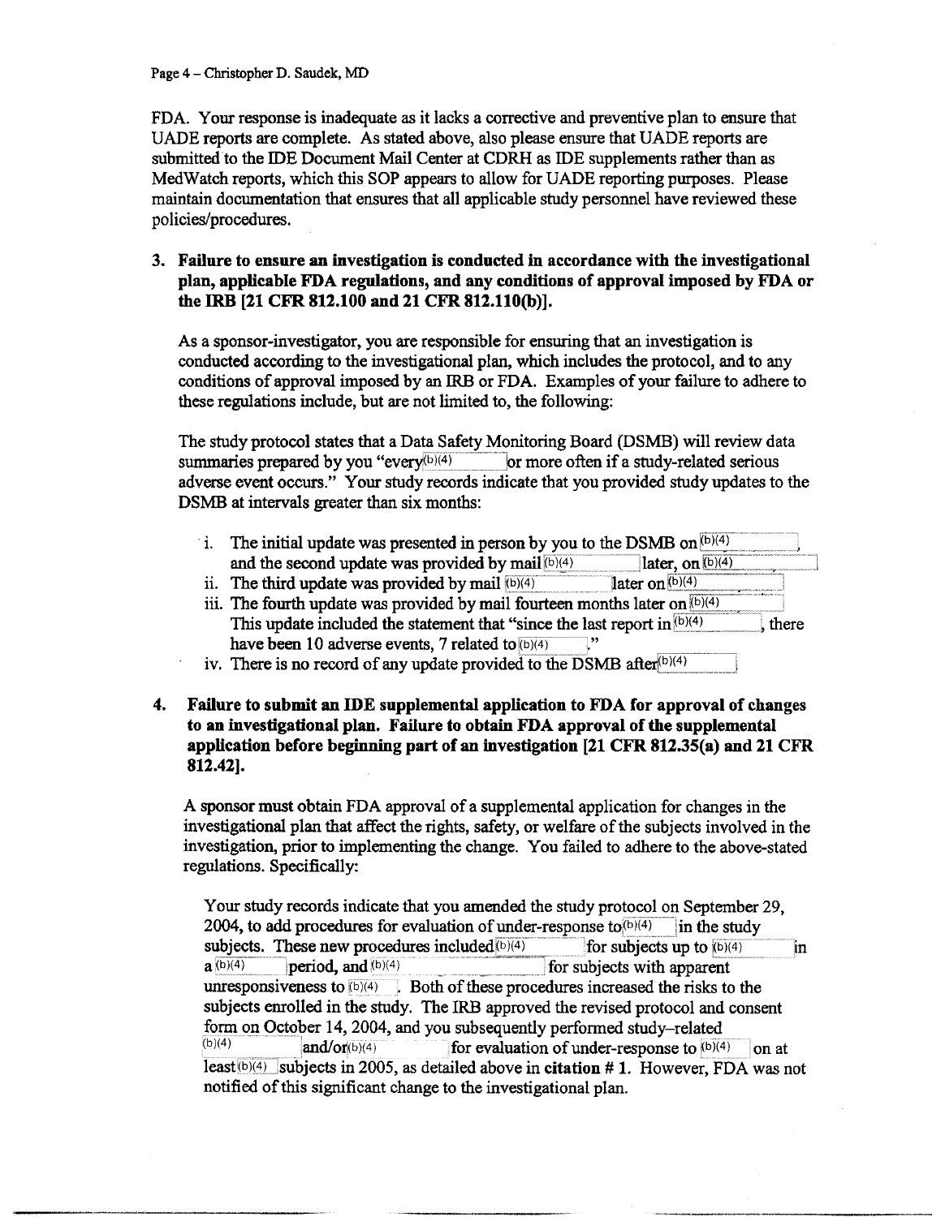FDA. Your response is inadequate as it lacks a corrective and preventive plan to ensure that UADE reports are complete. As stated above, also please ensure that UADE reports are submitted to the IDE Document Mail Center at CDRH as IDE supplements rather than as MedWatch reports, which this SOP appears to allow for UADE reporting purposes. Please maintain documentation that ensures that all applicable study personnel have reviewed these policies/procedures.

3. **Failure to ensure an investigation is conducted in accordance with the investigational plan, applicable FDA regulations, and any conditions of approval imposed by FDA or the IRB [21 CFR 812.100 and 21 CFR 812.110(b)].**

   As a sponsor-investigator, you are responsible for ensuring that an investigation is conducted according to the investigational plan, which includes the protocol, and to any conditions of approval imposed by an IRB or FDA. Examples of your failure to adhere to these regulations include, but are not limited to, the following:

   The study protocol states that a Data Safety Monitoring Board (DSMB) will review data summaries prepared by you "every (b)(4) or more often if a study-related serious adverse event occurs." Your study records indicate that you provided study updates to the DSMB at intervals greater than six months:

   i. The initial update was presented in person by you to the DSMB on (b)(4), and the second update was provided by mail (b)(4) later, on (b)(4)
   ii. The third update was provided by mail (b)(4) later on (b)(4)
   iii. The fourth update was provided by mail fourteen months later on (b)(4) This update included the statement that "since the last report in (b)(4), there have been 10 adverse events, 7 related to (b)(4)."
   iv. There is no record of any update provided to the DSMB after (b)(4)

4. **Failure to submit an IDE supplemental application to FDA for approval of changes to an investigational plan. Failure to obtain FDA approval of the supplemental application before beginning part of an investigation [21 CFR 812.35(a) and 21 CFR 812.42].**

   A sponsor must obtain FDA approval of a supplemental application for changes in the investigational plan that affect the rights, safety, or welfare of the subjects involved in the investigation, prior to implementing the change. You failed to adhere to the above-stated regulations. Specifically:

   Your study records indicate that you amended the study protocol on September 29, 2004, to add procedures for evaluation of under-response to (b)(4) in the study subjects. These new procedures included (b)(4) for subjects up to (b)(4) in a (b)(4) period, and (b)(4) for subjects with apparent unresponsiveness to (b)(4). Both of these procedures increased the risks to the subjects enrolled in the study. The IRB approved the revised protocol and consent form on October 14, 2004, and you subsequently performed study-related (b)(4) and/or (b)(4) for evaluation of under-response to (b)(4) on at least (b)(4) subjects in 2005, as detailed above in **citation # 1**. However, FDA was not notified of this significant change to the investigational plan.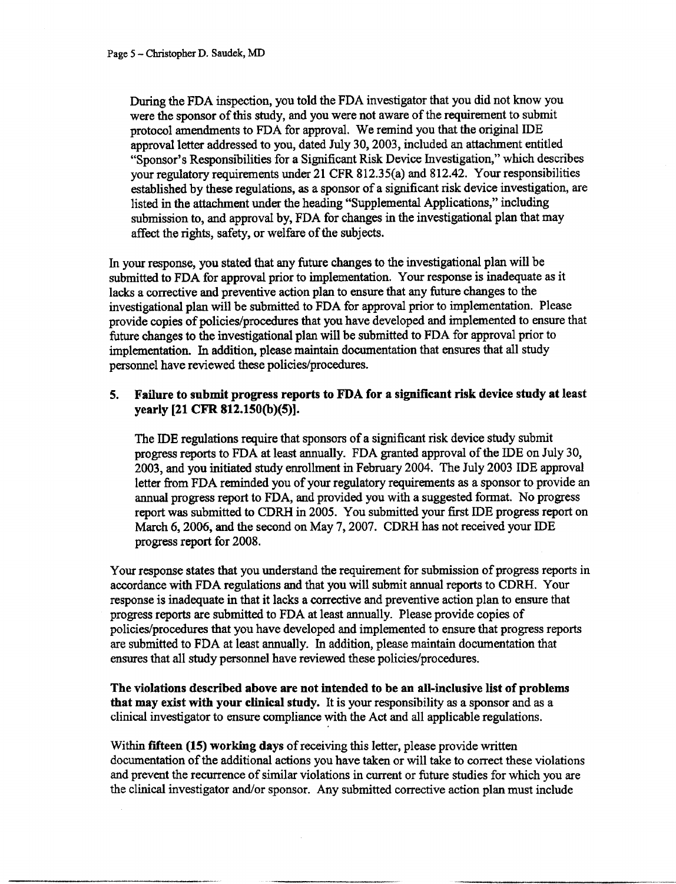During the FDA inspection, you told the FDA investigator that you did not know you were the sponsor of this study, and you were not aware of the requirement to submit protocol amendments to FDA for approval. We remind you that the original IDE approval letter addressed to you, dated July 30, 2003, included an attachment entitled "Sponsor's Responsibilities for a Significant Risk Device Investigation," which describes your regulatory requirements under 21 CFR 812.35(a) and 812.42. Your responsibilities established by these regulations, as a sponsor of a significant risk device investigation, are listed in the attachment under the heading "Supplemental Applications," including submission to, and approval by, FDA for changes in the investigational plan that may affect the rights, safety, or welfare of the subjects.

In your response, you stated that any future changes to the investigational plan will be submitted to FDA for approval prior to implementation. Your response is inadequate as it lacks a corrective and preventive action plan to ensure that any future changes to the investigational plan will be submitted to FDA for approval prior to implementation. Please provide copies of policies/procedures that you have developed and implemented to ensure that future changes to the investigational plan will be submitted to FDA for approval prior to implementation. In addition, please maintain documentation that ensures that all study personnel have reviewed these policies/procedures.

5. **Failure to submit progress reports to FDA for a significant risk device study at least yearly [21 CFR 812.150(b)(5)].**

   The IDE regulations require that sponsors of a significant risk device study submit progress reports to FDA at least annually. FDA granted approval of the IDE on July 30, 2003, and you initiated study enrollment in February 2004. The July 2003 IDE approval letter from FDA reminded you of your regulatory requirements as a sponsor to provide an annual progress report to FDA, and provided you with a suggested format. No progress report was submitted to CDRH in 2005. You submitted your first IDE progress report on March 6, 2006, and the second on May 7, 2007. CDRH has not received your IDE progress report for 2008.

Your response states that you understand the requirement for submission of progress reports in accordance with FDA regulations and that you will submit annual reports to CDRH. Your response is inadequate in that it lacks a corrective and preventive action plan to ensure that progress reports are submitted to FDA at least annually. Please provide copies of policies/procedures that you have developed and implemented to ensure that progress reports are submitted to FDA at least annually. In addition, please maintain documentation that ensures that all study personnel have reviewed these policies/procedures.

**The violations described above are not intended to be an all-inclusive list of problems that may exist with your clinical study.** It is your responsibility as a sponsor and as a clinical investigator to ensure compliance with the Act and all applicable regulations.

Within **fifteen (15) working days** of receiving this letter, please provide written documentation of the additional actions you have taken or will take to correct these violations and prevent the recurrence of similar violations in current or future studies for which you are the clinical investigator and/or sponsor. Any submitted corrective action plan must include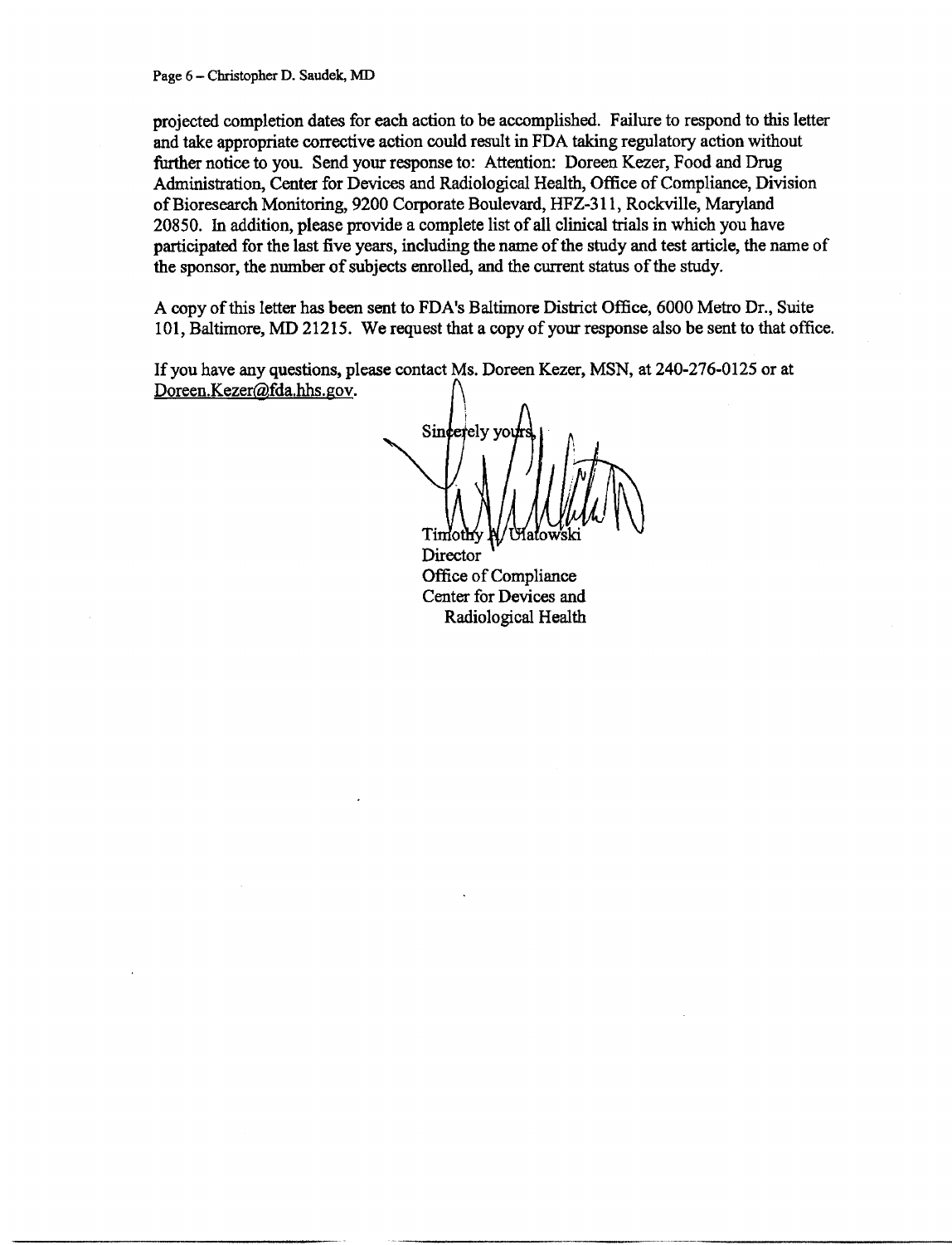projected completion dates for each action to be accomplished. Failure to respond to this letter and take appropriate corrective action could result in FDA taking regulatory action without further notice to you. Send your response to: Attention: Doreen Kezer, Food and Drug Administration, Center for Devices and Radiological Health, Office of Compliance, Division of Bioresearch Monitoring, 9200 Corporate Boulevard, HFZ-311, Rockville, Maryland 20850. In addition, please provide a complete list of all clinical trials in which you have participated for the last five years, including the name of the study and test article, the name of the sponsor, the number of subjects enrolled, and the current status of the study.

A copy of this letter has been sent to FDA's Baltimore District Office, 6000 Metro Dr., Suite 101, Baltimore, MD 21215. We request that a copy of your response also be sent to that office.

If you have any questions, please contact Ms. Doreen Kezer, MSN, at 240-276-0125 or at Doreen.Kezer@fda.hhs.gov.

Sincerely yours,

Timothy A. Ulatowski
Director
Office of Compliance
Center for Devices and
Radiological Health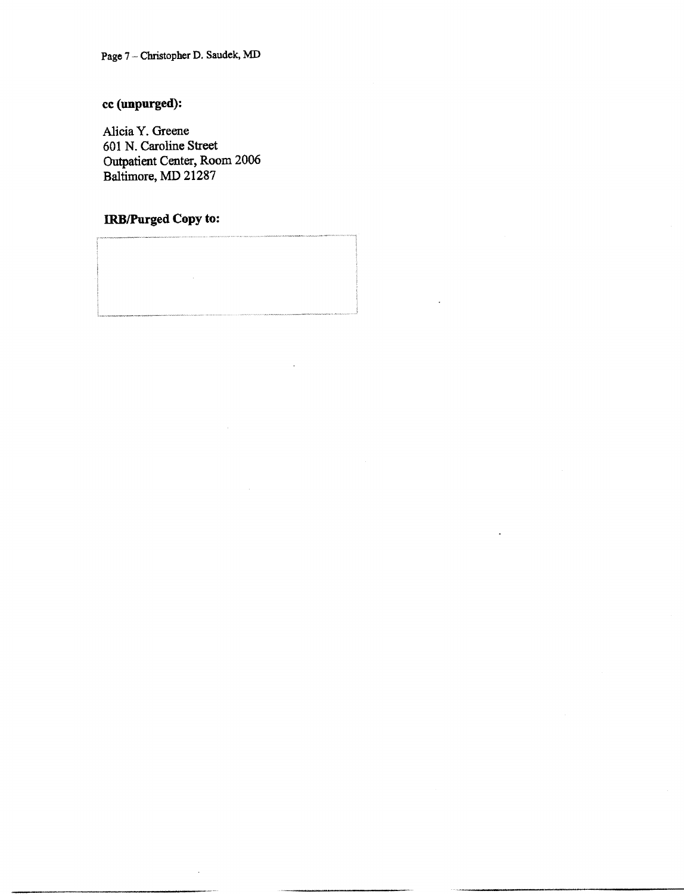**cc (unpurged):**

Alicia Y. Greene
601 N. Caroline Street
Outpatient Center, Room 2006
Baltimore, MD 21287

**IRB/Purged Copy to:**